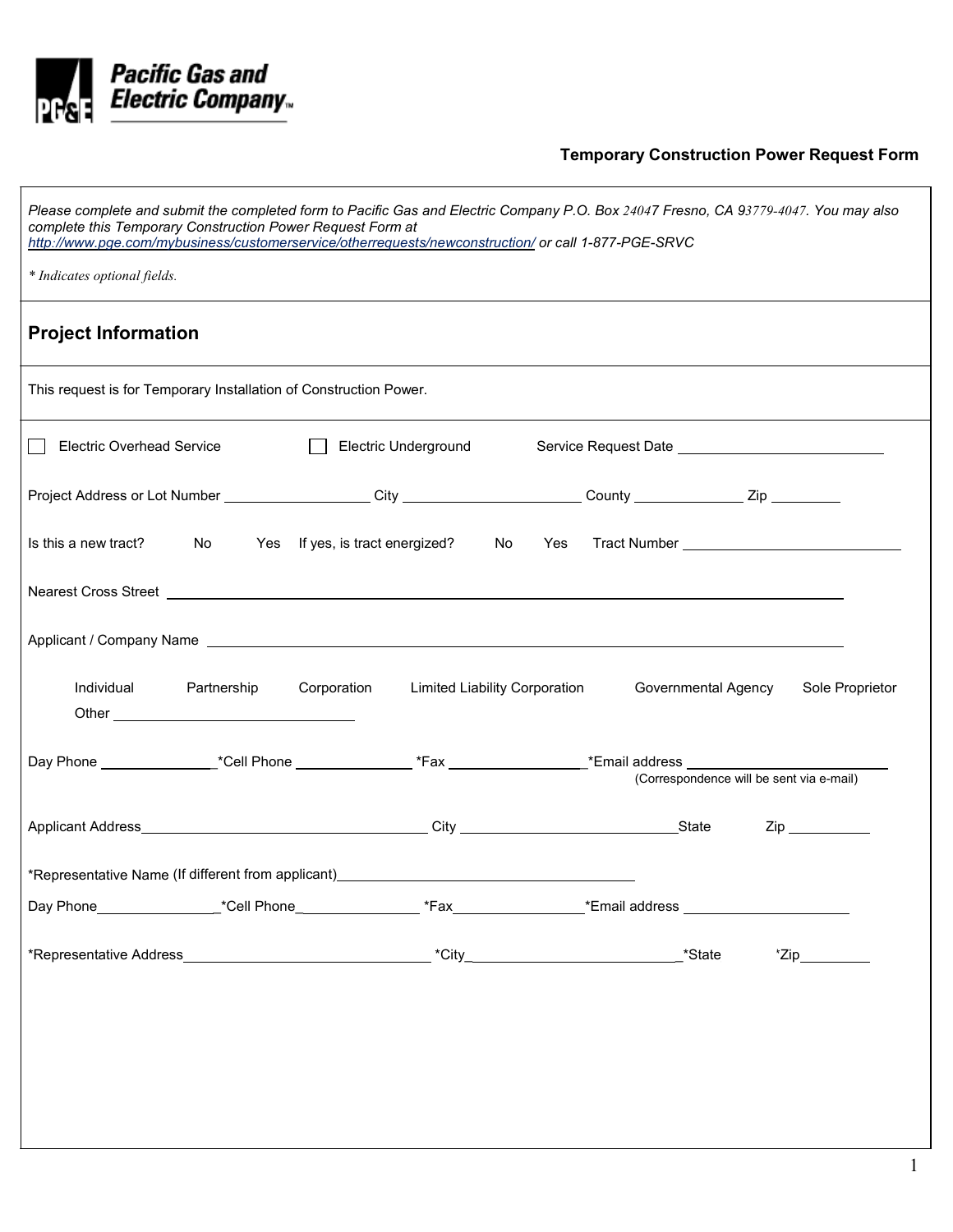Pacific Gas and Electric Company

## Temporary Construction Power Request Form

*Please complete and submit the completed form to Pacific Gas and Electric Company P.O. Box 24047 Fresno, CA 93779-4047. You may also complete this Temporary Construction Power Request Form at [http://www.pge.com/mybusiness/customerservice/otherrequests/newconstruction/](http://www.pge.com/mybusiness/customerservice/otherrequests/newconstruction/) or call 1-877-PGE-SRVC*

*\* Indicates optional fields.*

## Project Information

This request is for Temporary Installation of Construction Power.

☐ Electric Overhead Service ☐ Electric Underground Service Request Date ____________________

Project Address or Lot Number ______________ City __________________ County ____________ Zip ________

Is this a new tract? No Yes If yes, is tract energized? No Yes Tract Number ______________________

Nearest Cross Street ____________________________________________________________

Applicant / Company Name ____________________________________________________________

Individual Partnership Corporation Limited Liability Corporation Governmental Agency Sole Proprietor
Other ________________________

Day Phone ____________ *Cell Phone ____________ *Fax ______________ *Email address ____________________
(Correspondence will be sent via e-mail)

Applicant Address ____________________________ City ______________________ State Zip ________

*Representative Name (If different from applicant) ______________________________

Day Phone ____________ *Cell Phone ____________ *Fax ______________ *Email address ________________

*Representative Address __________________________ *City ______________________ *State *Zip ________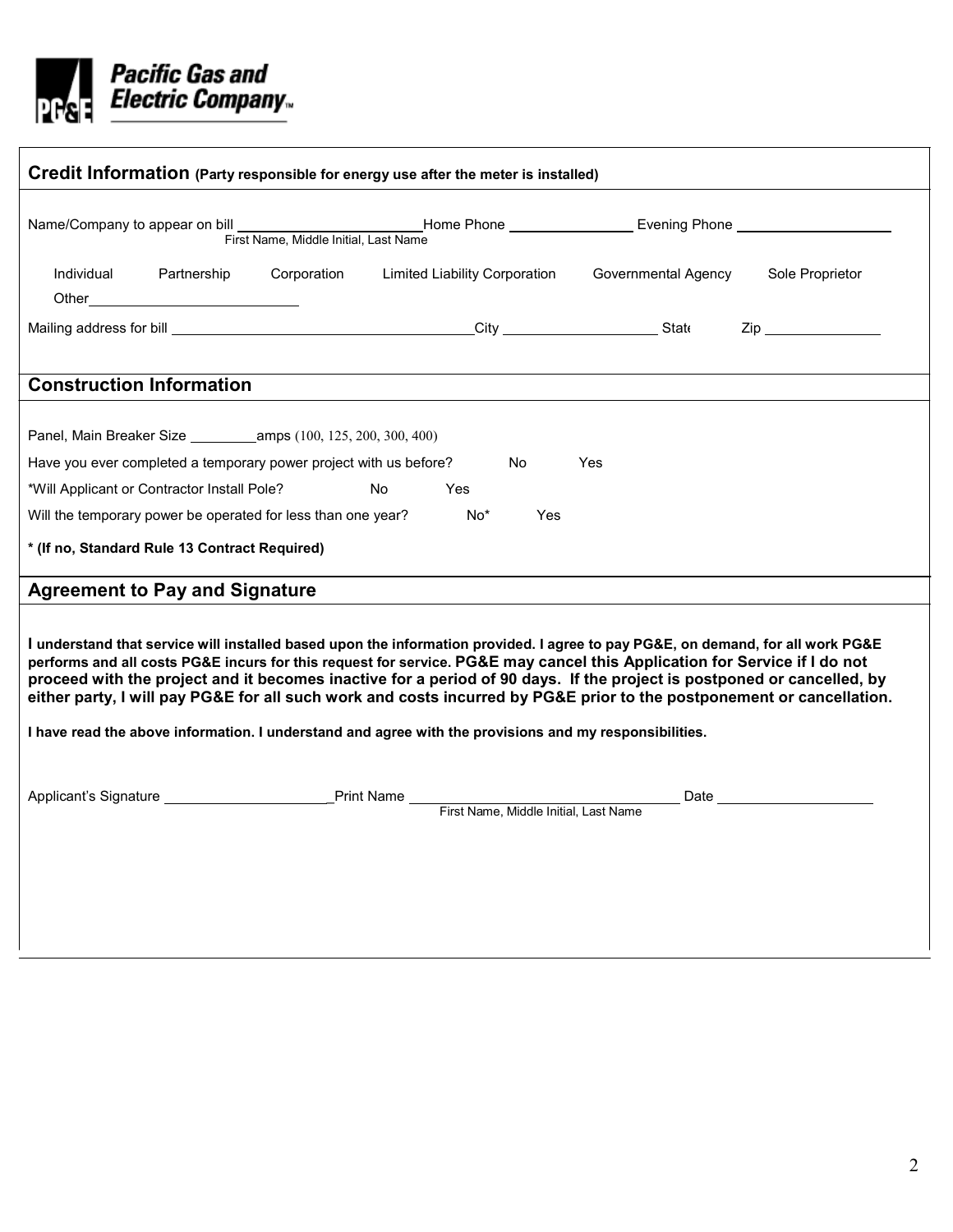**Pacific Gas and Electric Company**

## Credit Information (Party responsible for energy use after the meter is installed)

Name/Company to appear on bill ______________________ Home Phone _______________ Evening Phone ____________________
First Name, Middle Initial, Last Name

Individual   Partnership   Corporation   Limited Liability Corporation   Governmental Agency   Sole Proprietor

Other__________________________

Mailing address for bill ______________________________________ City ___________________ State   Zip ______________

## Construction Information

Panel, Main Breaker Size ________ amps (100, 125, 200, 300, 400)

Have you ever completed a temporary power project with us before?   No   Yes

*Will Applicant or Contractor Install Pole?   No   Yes

Will the temporary power be operated for less than one year?   No*   Yes

**\* (If no, Standard Rule 13 Contract Required)**

## Agreement to Pay and Signature

**I understand that service will installed based upon the information provided. I agree to pay PG&E, on demand, for all work PG&E performs and all costs PG&E incurs for this request for service. PG&E may cancel this Application for Service if I do not proceed with the project and it becomes inactive for a period of 90 days. If the project is postponed or cancelled, by either party, I will pay PG&E for all such work and costs incurred by PG&E prior to the postponement or cancellation.**

**I have read the above information. I understand and agree with the provisions and my responsibilities.**

Applicant's Signature ____________________ Print Name __________________________________ Date ___________________
First Name, Middle Initial, Last Name